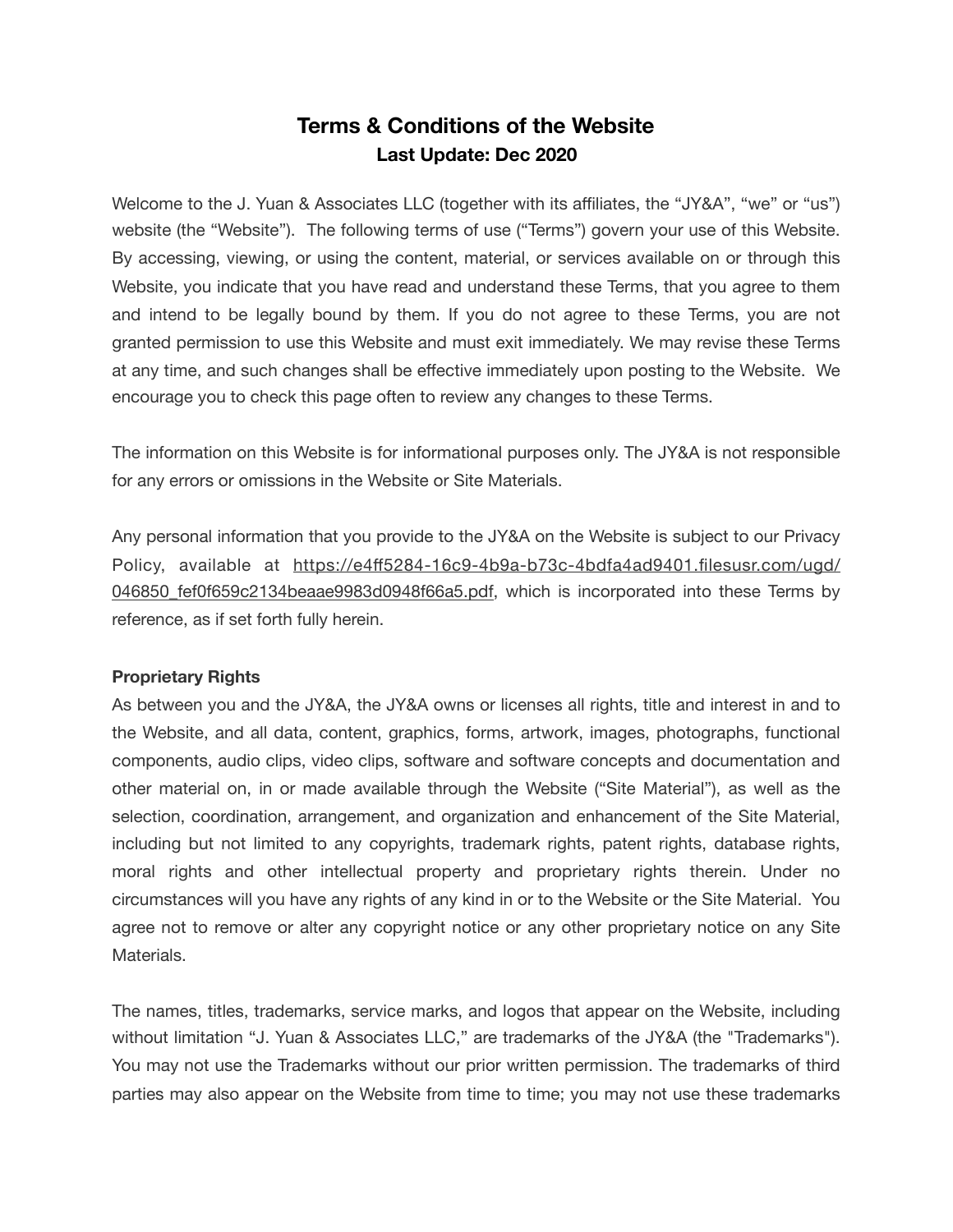# Terms & Conditions of the Website

**Last Update: Dec 2020**

Welcome to the J. Yuan & Associates LLC (together with its affiliates, the "JY&A", "we" or "us") website (the "Website"). The following terms of use ("Terms") govern your use of this Website. By accessing, viewing, or using the content, material, or services available on or through this Website, you indicate that you have read and understand these Terms, that you agree to them and intend to be legally bound by them. If you do not agree to these Terms, you are not granted permission to use this Website and must exit immediately. We may revise these Terms at any time, and such changes shall be effective immediately upon posting to the Website. We encourage you to check this page often to review any changes to these Terms.

The information on this Website is for informational purposes only. The JY&A is not responsible for any errors or omissions in the Website or Site Materials.

Any personal information that you provide to the JY&A on the Website is subject to our Privacy Policy, available at https://e4ff5284-16c9-4b9a-b73c-4bdfa4ad9401.filesusr.com/ugd/046850_fef0f659c2134beaae9983d0948f66a5.pdf, which is incorporated into these Terms by reference, as if set forth fully herein.

**Proprietary Rights**

As between you and the JY&A, the JY&A owns or licenses all rights, title and interest in and to the Website, and all data, content, graphics, forms, artwork, images, photographs, functional components, audio clips, video clips, software and software concepts and documentation and other material on, in or made available through the Website ("Site Material"), as well as the selection, coordination, arrangement, and organization and enhancement of the Site Material, including but not limited to any copyrights, trademark rights, patent rights, database rights, moral rights and other intellectual property and proprietary rights therein. Under no circumstances will you have any rights of any kind in or to the Website or the Site Material. You agree not to remove or alter any copyright notice or any other proprietary notice on any Site Materials.

The names, titles, trademarks, service marks, and logos that appear on the Website, including without limitation "J. Yuan & Associates LLC," are trademarks of the JY&A (the "Trademarks"). You may not use the Trademarks without our prior written permission. The trademarks of third parties may also appear on the Website from time to time; you may not use these trademarks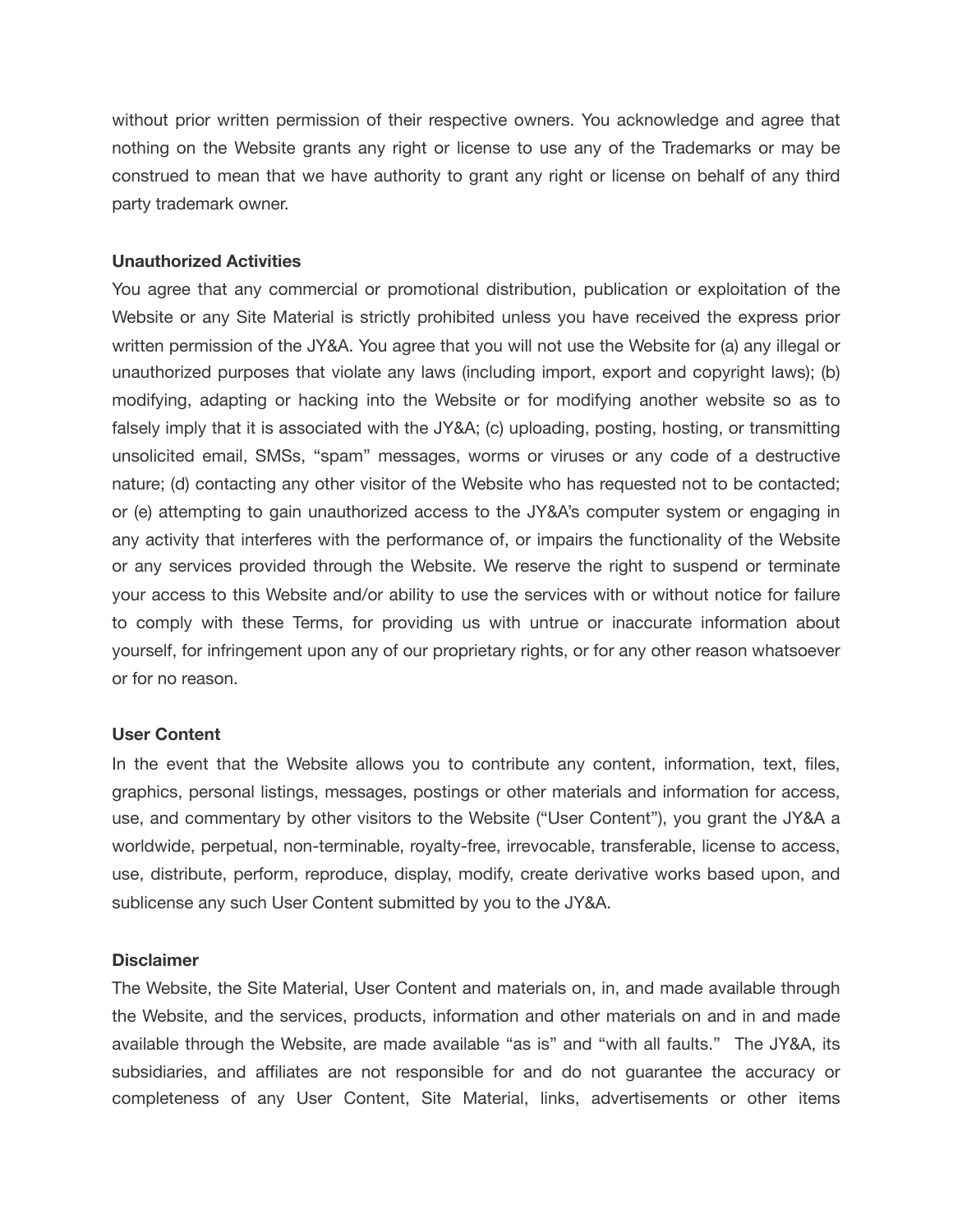without prior written permission of their respective owners. You acknowledge and agree that nothing on the Website grants any right or license to use any of the Trademarks or may be construed to mean that we have authority to grant any right or license on behalf of any third party trademark owner.

**Unauthorized Activities**

You agree that any commercial or promotional distribution, publication or exploitation of the Website or any Site Material is strictly prohibited unless you have received the express prior written permission of the JY&A. You agree that you will not use the Website for (a) any illegal or unauthorized purposes that violate any laws (including import, export and copyright laws); (b) modifying, adapting or hacking into the Website or for modifying another website so as to falsely imply that it is associated with the JY&A; (c) uploading, posting, hosting, or transmitting unsolicited email, SMSs, "spam" messages, worms or viruses or any code of a destructive nature; (d) contacting any other visitor of the Website who has requested not to be contacted; or (e) attempting to gain unauthorized access to the JY&A's computer system or engaging in any activity that interferes with the performance of, or impairs the functionality of the Website or any services provided through the Website. We reserve the right to suspend or terminate your access to this Website and/or ability to use the services with or without notice for failure to comply with these Terms, for providing us with untrue or inaccurate information about yourself, for infringement upon any of our proprietary rights, or for any other reason whatsoever or for no reason.

**User Content**

In the event that the Website allows you to contribute any content, information, text, files, graphics, personal listings, messages, postings or other materials and information for access, use, and commentary by other visitors to the Website ("User Content"), you grant the JY&A a worldwide, perpetual, non-terminable, royalty-free, irrevocable, transferable, license to access, use, distribute, perform, reproduce, display, modify, create derivative works based upon, and sublicense any such User Content submitted by you to the JY&A.

**Disclaimer**

The Website, the Site Material, User Content and materials on, in, and made available through the Website, and the services, products, information and other materials on and in and made available through the Website, are made available "as is" and "with all faults." The JY&A, its subsidiaries, and affiliates are not responsible for and do not guarantee the accuracy or completeness of any User Content, Site Material, links, advertisements or other items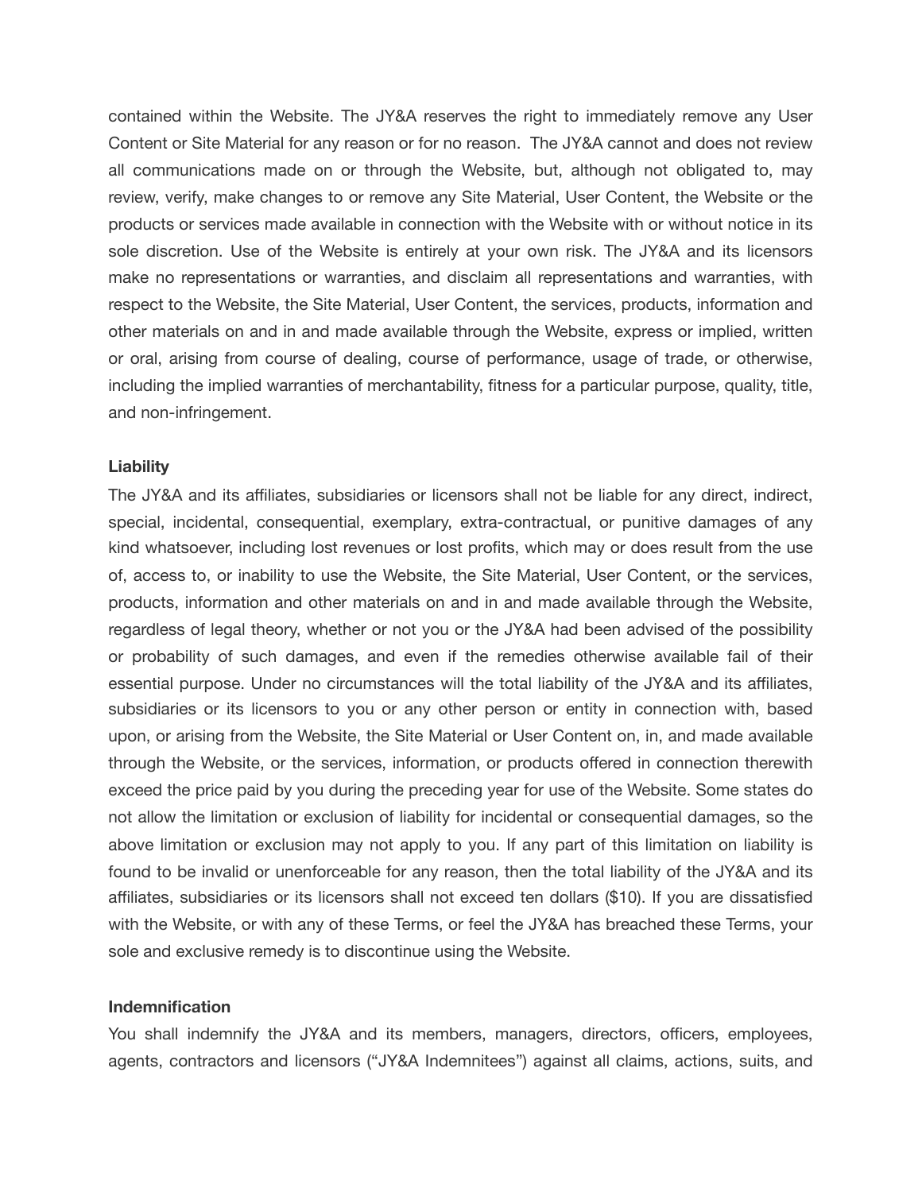contained within the Website. The JY&A reserves the right to immediately remove any User Content or Site Material for any reason or for no reason. The JY&A cannot and does not review all communications made on or through the Website, but, although not obligated to, may review, verify, make changes to or remove any Site Material, User Content, the Website or the products or services made available in connection with the Website with or without notice in its sole discretion. Use of the Website is entirely at your own risk. The JY&A and its licensors make no representations or warranties, and disclaim all representations and warranties, with respect to the Website, the Site Material, User Content, the services, products, information and other materials on and in and made available through the Website, express or implied, written or oral, arising from course of dealing, course of performance, usage of trade, or otherwise, including the implied warranties of merchantability, fitness for a particular purpose, quality, title, and non-infringement.

**Liability**

The JY&A and its affiliates, subsidiaries or licensors shall not be liable for any direct, indirect, special, incidental, consequential, exemplary, extra-contractual, or punitive damages of any kind whatsoever, including lost revenues or lost profits, which may or does result from the use of, access to, or inability to use the Website, the Site Material, User Content, or the services, products, information and other materials on and in and made available through the Website, regardless of legal theory, whether or not you or the JY&A had been advised of the possibility or probability of such damages, and even if the remedies otherwise available fail of their essential purpose. Under no circumstances will the total liability of the JY&A and its affiliates, subsidiaries or its licensors to you or any other person or entity in connection with, based upon, or arising from the Website, the Site Material or User Content on, in, and made available through the Website, or the services, information, or products offered in connection therewith exceed the price paid by you during the preceding year for use of the Website. Some states do not allow the limitation or exclusion of liability for incidental or consequential damages, so the above limitation or exclusion may not apply to you. If any part of this limitation on liability is found to be invalid or unenforceable for any reason, then the total liability of the JY&A and its affiliates, subsidiaries or its licensors shall not exceed ten dollars ($10). If you are dissatisfied with the Website, or with any of these Terms, or feel the JY&A has breached these Terms, your sole and exclusive remedy is to discontinue using the Website.

**Indemnification**

You shall indemnify the JY&A and its members, managers, directors, officers, employees, agents, contractors and licensors ("JY&A Indemnitees") against all claims, actions, suits, and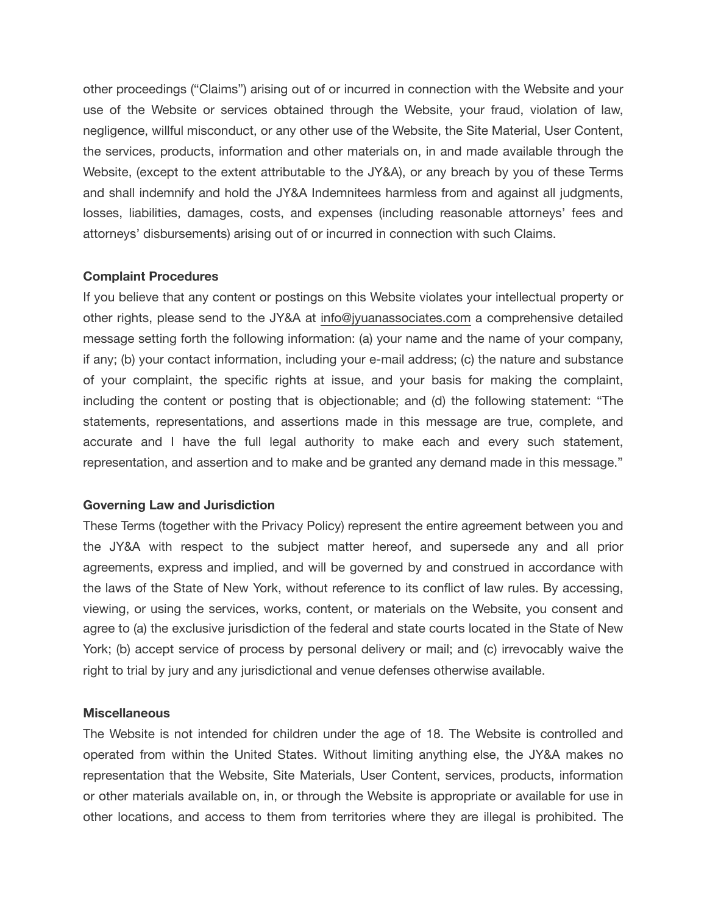other proceedings (“Claims”) arising out of or incurred in connection with the Website and your use of the Website or services obtained through the Website, your fraud, violation of law, negligence, willful misconduct, or any other use of the Website, the Site Material, User Content, the services, products, information and other materials on, in and made available through the Website, (except to the extent attributable to the JY&A), or any breach by you of these Terms and shall indemnify and hold the JY&A Indemnitees harmless from and against all judgments, losses, liabilities, damages, costs, and expenses (including reasonable attorneys’ fees and attorneys’ disbursements) arising out of or incurred in connection with such Claims.

**Complaint Procedures**

If you believe that any content or postings on this Website violates your intellectual property or other rights, please send to the JY&A at info@jyuanassociates.com a comprehensive detailed message setting forth the following information: (a) your name and the name of your company, if any; (b) your contact information, including your e-mail address; (c) the nature and substance of your complaint, the specific rights at issue, and your basis for making the complaint, including the content or posting that is objectionable; and (d) the following statement: “The statements, representations, and assertions made in this message are true, complete, and accurate and I have the full legal authority to make each and every such statement, representation, and assertion and to make and be granted any demand made in this message.”

**Governing Law and Jurisdiction**

These Terms (together with the Privacy Policy) represent the entire agreement between you and the JY&A with respect to the subject matter hereof, and supersede any and all prior agreements, express and implied, and will be governed by and construed in accordance with the laws of the State of New York, without reference to its conflict of law rules. By accessing, viewing, or using the services, works, content, or materials on the Website, you consent and agree to (a) the exclusive jurisdiction of the federal and state courts located in the State of New York; (b) accept service of process by personal delivery or mail; and (c) irrevocably waive the right to trial by jury and any jurisdictional and venue defenses otherwise available.

**Miscellaneous**

The Website is not intended for children under the age of 18. The Website is controlled and operated from within the United States. Without limiting anything else, the JY&A makes no representation that the Website, Site Materials, User Content, services, products, information or other materials available on, in, or through the Website is appropriate or available for use in other locations, and access to them from territories where they are illegal is prohibited. The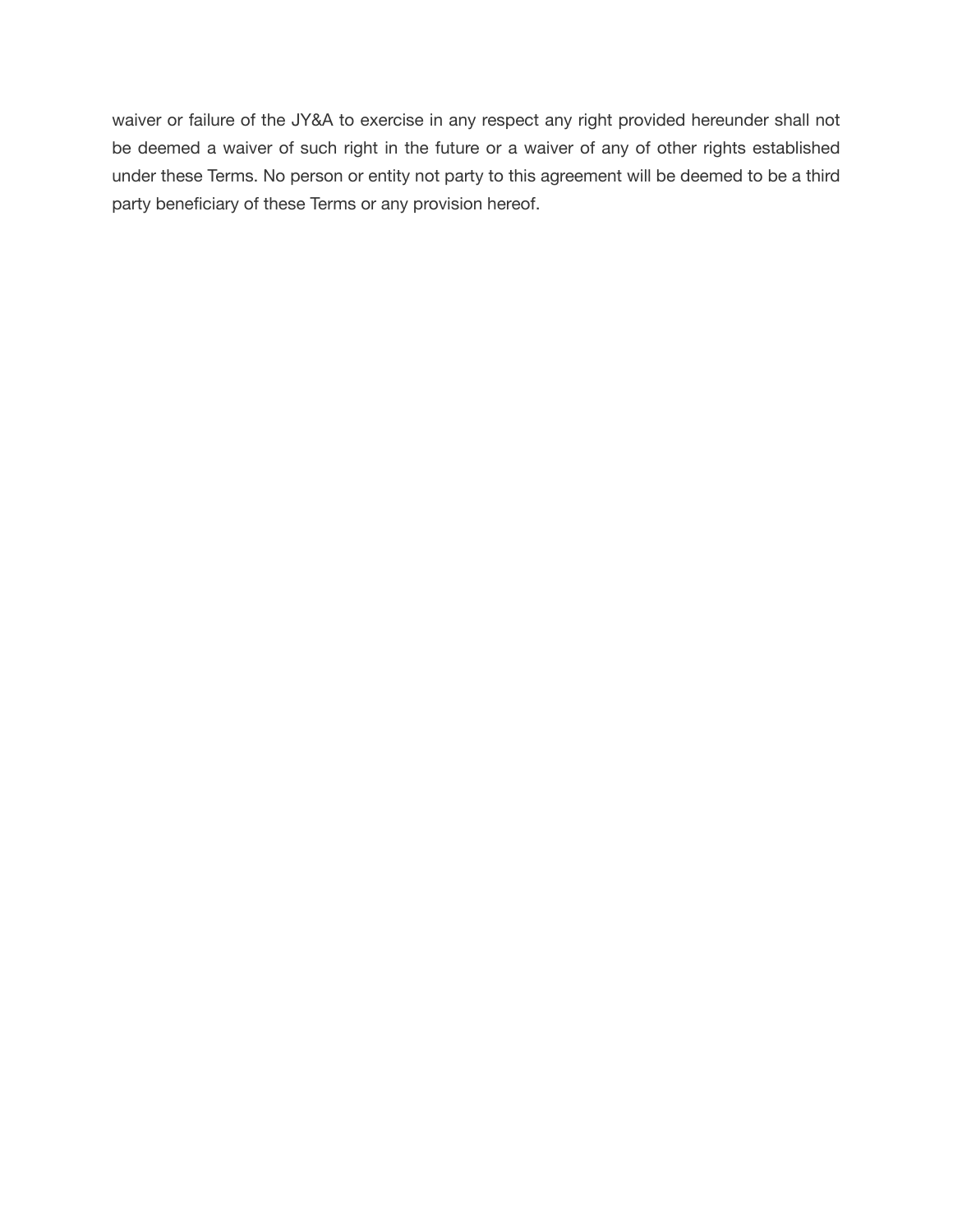waiver or failure of the JY&A to exercise in any respect any right provided hereunder shall not be deemed a waiver of such right in the future or a waiver of any of other rights established under these Terms. No person or entity not party to this agreement will be deemed to be a third party beneficiary of these Terms or any provision hereof.